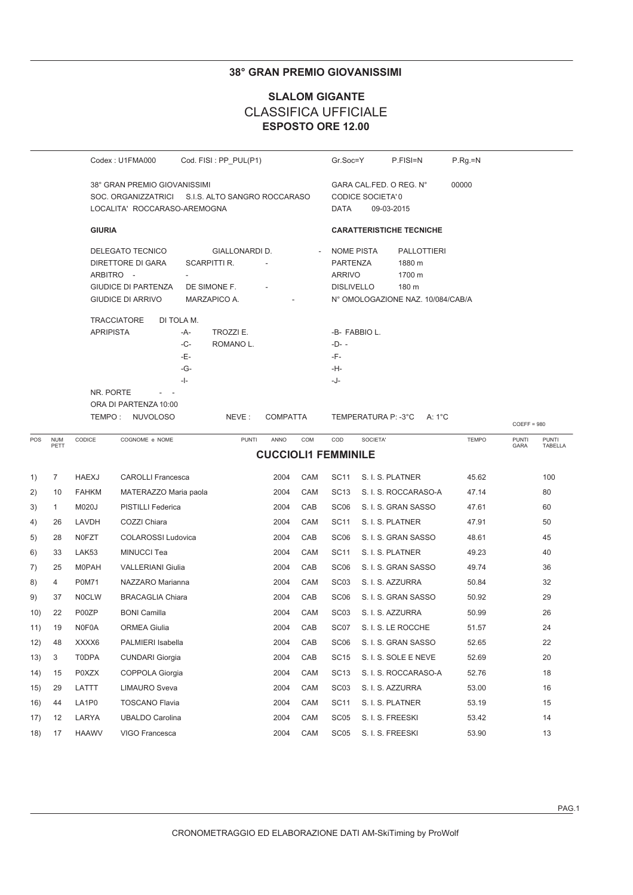# 38° GRAN PREMIO GIOVANISSIMI

## SLALOM GIGANTE

## CLASSIFICA UFFICIALE

**ESPOSTO ORE 12.00**

Codex : U1FMA000 Cod. FISI : PP_PUL(P1) Gr.Soc=Y P.FISI=N P.Rg.=N

38° GRAN PREMIO GIOVANISSIMI
SOC. ORGANIZZATRICI S.I.S. ALTO SANGRO ROCCARASO
LOCALITA' ROCCARASO-AREMOGNA

GARA CAL.FED. O REG. N° 00000
CODICE SOCIETA' 0
DATA 09-03-2015

**GIURIA**

DELEGATO TECNICO GIALLONARDI D. -
DIRETTORE DI GARA SCARPITTI R. -
ARBITRO - -
GIUDICE DI PARTENZA DE SIMONE F. -
GIUDICE DI ARRIVO MARZAPICO A. -

TRACCIATORE DI TOLA M.
APRIPISTA -A- TROZZI E. -B- FABBIO L.
-C- ROMANO L. -D- -
-E- -F-
-G- -H-
-I- -J-

NR. PORTE - -
ORA DI PARTENZA 10:00
TEMPO : NUVOLOSO NEVE : COMPATTA

**CARATTERISTICHE TECNICHE**

NOME PISTA PALLOTTIERI
PARTENZA 1880 m
ARRIVO 1700 m
DISLIVELLO 180 m
N° OMOLOGAZIONE NAZ. 10/084/CAB/A

TEMPERATURA P: -3°C A: 1°C

COEFF = 980

### CUCCIOLI1 FEMMINILE

| POS | NUM PETT | CODICE | COGNOME e NOME | PUNTI | ANNO | COM | COD | SOCIETA' | TEMPO | PUNTI GARA | PUNTI TABELLA |
|---|---|---|---|---|---|---|---|---|---|---|---|
| 1) | 7 | HAEXJ | CAROLLI Francesca | | 2004 | CAM | SC11 | S. I. S. PLATNER | 45.62 | | 100 |
| 2) | 10 | FAHKM | MATERAZZO Maria paola | | 2004 | CAM | SC13 | S. I. S. ROCCARASO-A | 47.14 | | 80 |
| 3) | 1 | M020J | PISTILLI Federica | | 2004 | CAB | SC06 | S. I. S. GRAN SASSO | 47.61 | | 60 |
| 4) | 26 | LAVDH | COZZI Chiara | | 2004 | CAM | SC11 | S. I. S. PLATNER | 47.91 | | 50 |
| 5) | 28 | N0FZT | COLAROSSI Ludovica | | 2004 | CAB | SC06 | S. I. S. GRAN SASSO | 48.61 | | 45 |
| 6) | 33 | LAK53 | MINUCCI Tea | | 2004 | CAM | SC11 | S. I. S. PLATNER | 49.23 | | 40 |
| 7) | 25 | M0PAH | VALLERIANI Giulia | | 2004 | CAB | SC06 | S. I. S. GRAN SASSO | 49.74 | | 36 |
| 8) | 4 | P0M71 | NAZZARO Marianna | | 2004 | CAM | SC03 | S. I. S. AZZURRA | 50.84 | | 32 |
| 9) | 37 | N0CLW | BRACAGLIA Chiara | | 2004 | CAB | SC06 | S. I. S. GRAN SASSO | 50.92 | | 29 |
| 10) | 22 | P00ZP | BONI Camilla | | 2004 | CAM | SC03 | S. I. S. AZZURRA | 50.99 | | 26 |
| 11) | 19 | N0F0A | ORMEA Giulia | | 2004 | CAB | SC07 | S. I. S. LE ROCCHE | 51.57 | | 24 |
| 12) | 48 | XXXX6 | PALMIERI Isabella | | 2004 | CAB | SC06 | S. I. S. GRAN SASSO | 52.65 | | 22 |
| 13) | 3 | T0DPA | CUNDARI Giorgia | | 2004 | CAB | SC15 | S. I. S. SOLE E NEVE | 52.69 | | 20 |
| 14) | 15 | P0XZX | COPPOLA Giorgia | | 2004 | CAM | SC13 | S. I. S. ROCCARASO-A | 52.76 | | 18 |
| 15) | 29 | LATTT | LIMAURO Sveva | | 2004 | CAM | SC03 | S. I. S. AZZURRA | 53.00 | | 16 |
| 16) | 44 | LA1P0 | TOSCANO Flavia | | 2004 | CAM | SC11 | S. I. S. PLATNER | 53.19 | | 15 |
| 17) | 12 | LARYA | UBALDO Carolina | | 2004 | CAM | SC05 | S. I. S. FREESKI | 53.42 | | 14 |
| 18) | 17 | HAAWV | VIGO Francesca | | 2004 | CAM | SC05 | S. I. S. FREESKI | 53.90 | | 13 |

CRONOMETRAGGIO ED ELABORAZIONE DATI AM-SkiTiming by ProWolf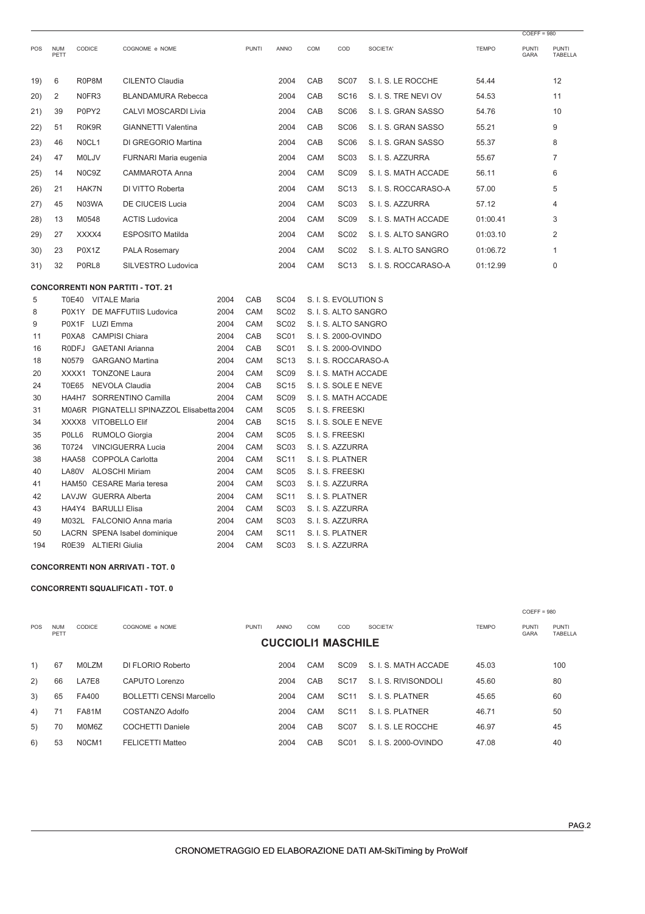COEFF = 980

| POS | NUM PETT | CODICE | COGNOME e NOME | PUNTI | ANNO | COM | COD | SOCIETA' | TEMPO | PUNTI GARA | PUNTI TABELLA |
|---|---|---|---|---|---|---|---|---|---|---|---|
| 19) | 6 | R0P8M | CILENTO Claudia | | 2004 | CAB | SC07 | S. I. S. LE ROCCHE | 54.44 | | 12 |
| 20) | 2 | N0FR3 | BLANDAMURA Rebecca | | 2004 | CAB | SC16 | S. I. S. TRE NEVI OV | 54.53 | | 11 |
| 21) | 39 | P0PY2 | CALVI MOSCARDI Livia | | 2004 | CAB | SC06 | S. I. S. GRAN SASSO | 54.76 | | 10 |
| 22) | 51 | R0K9R | GIANNETTI Valentina | | 2004 | CAB | SC06 | S. I. S. GRAN SASSO | 55.21 | | 9 |
| 23) | 46 | N0CL1 | DI GREGORIO Martina | | 2004 | CAB | SC06 | S. I. S. GRAN SASSO | 55.37 | | 8 |
| 24) | 47 | M0LJV | FURNARI Maria eugenia | | 2004 | CAM | SC03 | S. I. S. AZZURRA | 55.67 | | 7 |
| 25) | 14 | N0C9Z | CAMMAROTA Anna | | 2004 | CAM | SC09 | S. I. S. MATH ACCADE | 56.11 | | 6 |
| 26) | 21 | HAK7N | DI VITTO Roberta | | 2004 | CAM | SC13 | S. I. S. ROCCARASO-A | 57.00 | | 5 |
| 27) | 45 | N03WA | DE CIUCEIS Lucia | | 2004 | CAM | SC03 | S. I. S. AZZURRA | 57.12 | | 4 |
| 28) | 13 | M0548 | ACTIS Ludovica | | 2004 | CAM | SC09 | S. I. S. MATH ACCADE | 01:00.41 | | 3 |
| 29) | 27 | XXXX4 | ESPOSITO Matilda | | 2004 | CAM | SC02 | S. I. S. ALTO SANGRO | 01:03.10 | | 2 |
| 30) | 23 | P0X1Z | PALA Rosemary | | 2004 | CAM | SC02 | S. I. S. ALTO SANGRO | 01:06.72 | | 1 |
| 31) | 32 | P0RL8 | SILVESTRO Ludovica | | 2004 | CAM | SC13 | S. I. S. ROCCARASO-A | 01:12.99 | | 0 |

**CONCORRENTI NON PARTITI - TOT. 21**

| NUM PETT | CODICE | COGNOME e NOME | ANNO | COM | COD | SOCIETA' |
|---|---|---|---|---|---|---|
| 5 | T0E40 | VITALE Maria | 2004 | CAB | SC04 | S. I. S. EVOLUTION S |
| 8 | P0X1Y | DE MAFFUTIIS Ludovica | 2004 | CAM | SC02 | S. I. S. ALTO SANGRO |
| 9 | P0X1F | LUZI Emma | 2004 | CAM | SC02 | S. I. S. ALTO SANGRO |
| 11 | P0XA8 | CAMPISI Chiara | 2004 | CAB | SC01 | S. I. S. 2000-OVINDO |
| 16 | R0DFJ | GAETANI Arianna | 2004 | CAB | SC01 | S. I. S. 2000-OVINDO |
| 18 | N0579 | GARGANO Martina | 2004 | CAM | SC13 | S. I. S. ROCCARASO-A |
| 20 | XXXX1 | TONZONE Laura | 2004 | CAM | SC09 | S. I. S. MATH ACCADE |
| 24 | T0E65 | NEVOLA Claudia | 2004 | CAB | SC15 | S. I. S. SOLE E NEVE |
| 30 | HA4H7 | SORRENTINO Camilla | 2004 | CAM | SC09 | S. I. S. MATH ACCADE |
| 31 | M0A6R | PIGNATELLI SPINAZZOL Elisabetta | 2004 | CAM | SC05 | S. I. S. FREESKI |
| 34 | XXXX8 | VITOBELLO Elif | 2004 | CAB | SC15 | S. I. S. SOLE E NEVE |
| 35 | P0LL6 | RUMOLO Giorgia | 2004 | CAM | SC05 | S. I. S. FREESKI |
| 36 | T0724 | VINCIGUERRA Lucia | 2004 | CAM | SC03 | S. I. S. AZZURRA |
| 38 | HAA58 | COPPOLA Carlotta | 2004 | CAM | SC11 | S. I. S. PLATNER |
| 40 | LA80V | ALOSCHI Miriam | 2004 | CAM | SC05 | S. I. S. FREESKI |
| 41 | HAM50 | CESARE Maria teresa | 2004 | CAM | SC03 | S. I. S. AZZURRA |
| 42 | LAVJW | GUERRA Alberta | 2004 | CAM | SC11 | S. I. S. PLATNER |
| 43 | HA4Y4 | BARULLI Elisa | 2004 | CAM | SC03 | S. I. S. AZZURRA |
| 49 | M032L | FALCONIO Anna maria | 2004 | CAM | SC03 | S. I. S. AZZURRA |
| 50 | LACRN | SPENA Isabel dominique | 2004 | CAM | SC11 | S. I. S. PLATNER |
| 194 | R0E39 | ALTIERI Giulia | 2004 | CAM | SC03 | S. I. S. AZZURRA |

**CONCORRENTI NON ARRIVATI - TOT. 0**

**CONCORRENTI SQUALIFICATI - TOT. 0**

COEFF = 980

**CUCCIOLI1 MASCHILE**

| POS | NUM PETT | CODICE | COGNOME e NOME | PUNTI | ANNO | COM | COD | SOCIETA' | TEMPO | PUNTI GARA | PUNTI TABELLA |
|---|---|---|---|---|---|---|---|---|---|---|---|
| 1) | 67 | M0LZM | DI FLORIO Roberto | | 2004 | CAM | SC09 | S. I. S. MATH ACCADE | 45.03 | | 100 |
| 2) | 66 | LA7E8 | CAPUTO Lorenzo | | 2004 | CAB | SC17 | S. I. S. RIVISONDOLI | 45.60 | | 80 |
| 3) | 65 | FA400 | BOLLETTI CENSI Marcello | | 2004 | CAM | SC11 | S. I. S. PLATNER | 45.65 | | 60 |
| 4) | 71 | FA81M | COSTANZO Adolfo | | 2004 | CAM | SC11 | S. I. S. PLATNER | 46.71 | | 50 |
| 5) | 70 | M0M6Z | COCHETTI Daniele | | 2004 | CAB | SC07 | S. I. S. LE ROCCHE | 46.97 | | 45 |
| 6) | 53 | N0CM1 | FELICETTI Matteo | | 2004 | CAB | SC01 | S. I. S. 2000-OVINDO | 47.08 | | 40 |

CRONOMETRAGGIO ED ELABORAZIONE DATI AM-SkiTiming by ProWolf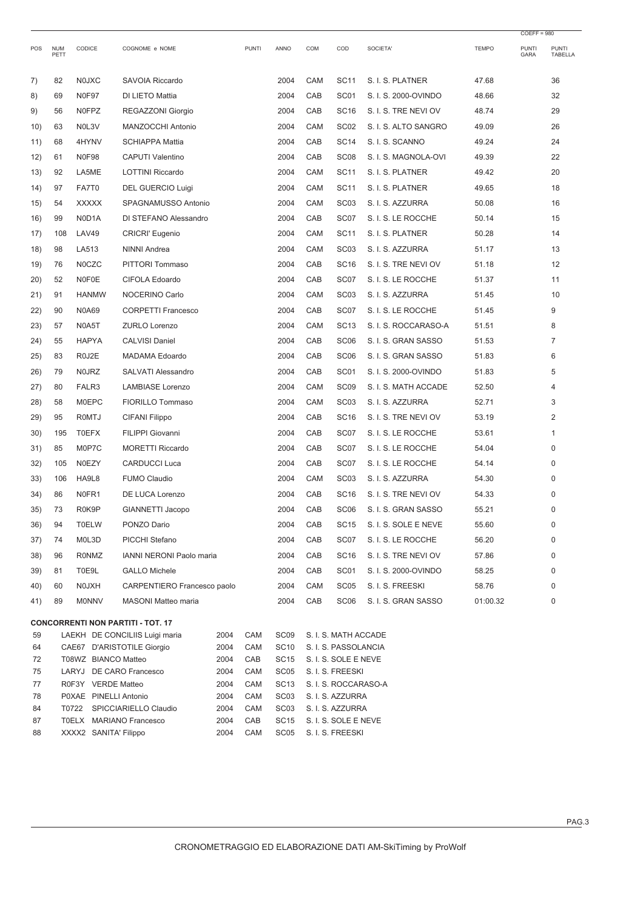| POS | NUM PETT | CODICE | COGNOME e NOME | PUNTI | ANNO | COM | COD | SOCIETA' | TEMPO | PUNTI GARA | PUNTI TABELLA |
|---|---|---|---|---|---|---|---|---|---|---|---|
| | | | | | | | | | | COEFF = 980 | |
| 7) | 82 | N0JXC | SAVOIA Riccardo | | 2004 | CAM | SC11 | S. I. S. PLATNER | 47.68 | | 36 |
| 8) | 69 | N0F97 | DI LIETO Mattia | | 2004 | CAB | SC01 | S. I. S. 2000-OVINDO | 48.66 | | 32 |
| 9) | 56 | N0FPZ | REGAZZONI Giorgio | | 2004 | CAB | SC16 | S. I. S. TRE NEVI OV | 48.74 | | 29 |
| 10) | 63 | N0L3V | MANZOCCHI Antonio | | 2004 | CAM | SC02 | S. I. S. ALTO SANGRO | 49.09 | | 26 |
| 11) | 68 | 4HYNV | SCHIAPPA Mattia | | 2004 | CAB | SC14 | S. I. S. SCANNO | 49.24 | | 24 |
| 12) | 61 | N0F98 | CAPUTI Valentino | | 2004 | CAB | SC08 | S. I. S. MAGNOLA-OVI | 49.39 | | 22 |
| 13) | 92 | LA5ME | LOTTINI Riccardo | | 2004 | CAM | SC11 | S. I. S. PLATNER | 49.42 | | 20 |
| 14) | 97 | FA7T0 | DEL GUERCIO Luigi | | 2004 | CAM | SC11 | S. I. S. PLATNER | 49.65 | | 18 |
| 15) | 54 | XXXXX | SPAGNAMUSSO Antonio | | 2004 | CAM | SC03 | S. I. S. AZZURRA | 50.08 | | 16 |
| 16) | 99 | N0D1A | DI STEFANO Alessandro | | 2004 | CAB | SC07 | S. I. S. LE ROCCHE | 50.14 | | 15 |
| 17) | 108 | LAV49 | CRICRI' Eugenio | | 2004 | CAM | SC11 | S. I. S. PLATNER | 50.28 | | 14 |
| 18) | 98 | LA513 | NINNI Andrea | | 2004 | CAM | SC03 | S. I. S. AZZURRA | 51.17 | | 13 |
| 19) | 76 | N0CZC | PITTORI Tommaso | | 2004 | CAB | SC16 | S. I. S. TRE NEVI OV | 51.18 | | 12 |
| 20) | 52 | N0F0E | CIFOLA Edoardo | | 2004 | CAB | SC07 | S. I. S. LE ROCCHE | 51.37 | | 11 |
| 21) | 91 | HANMW | NOCERINO Carlo | | 2004 | CAM | SC03 | S. I. S. AZZURRA | 51.45 | | 10 |
| 22) | 90 | N0A69 | CORPETTI Francesco | | 2004 | CAB | SC07 | S. I. S. LE ROCCHE | 51.45 | | 9 |
| 23) | 57 | N0A5T | ZURLO Lorenzo | | 2004 | CAM | SC13 | S. I. S. ROCCARASO-A | 51.51 | | 8 |
| 24) | 55 | HAPYA | CALVISI Daniel | | 2004 | CAB | SC06 | S. I. S. GRAN SASSO | 51.53 | | 7 |
| 25) | 83 | R0J2E | MADAMA Edoardo | | 2004 | CAB | SC06 | S. I. S. GRAN SASSO | 51.83 | | 6 |
| 26) | 79 | N0JRZ | SALVATI Alessandro | | 2004 | CAB | SC01 | S. I. S. 2000-OVINDO | 51.83 | | 5 |
| 27) | 80 | FALR3 | LAMBIASE Lorenzo | | 2004 | CAM | SC09 | S. I. S. MATH ACCADE | 52.50 | | 4 |
| 28) | 58 | M0EPC | FIORILLO Tommaso | | 2004 | CAM | SC03 | S. I. S. AZZURRA | 52.71 | | 3 |
| 29) | 95 | R0MTJ | CIFANI Filippo | | 2004 | CAB | SC16 | S. I. S. TRE NEVI OV | 53.19 | | 2 |
| 30) | 195 | T0EFX | FILIPPI Giovanni | | 2004 | CAB | SC07 | S. I. S. LE ROCCHE | 53.61 | | 1 |
| 31) | 85 | M0P7C | MORETTI Riccardo | | 2004 | CAB | SC07 | S. I. S. LE ROCCHE | 54.04 | | 0 |
| 32) | 105 | N0EZY | CARDUCCI Luca | | 2004 | CAB | SC07 | S. I. S. LE ROCCHE | 54.14 | | 0 |
| 33) | 106 | HA9L8 | FUMO Claudio | | 2004 | CAM | SC03 | S. I. S. AZZURRA | 54.30 | | 0 |
| 34) | 86 | N0FR1 | DE LUCA Lorenzo | | 2004 | CAB | SC16 | S. I. S. TRE NEVI OV | 54.33 | | 0 |
| 35) | 73 | R0K9P | GIANNETTI Jacopo | | 2004 | CAB | SC06 | S. I. S. GRAN SASSO | 55.21 | | 0 |
| 36) | 94 | T0ELW | PONZO Dario | | 2004 | CAB | SC15 | S. I. S. SOLE E NEVE | 55.60 | | 0 |
| 37) | 74 | M0L3D | PICCHI Stefano | | 2004 | CAB | SC07 | S. I. S. LE ROCCHE | 56.20 | | 0 |
| 38) | 96 | R0NMZ | IANNI NERONI Paolo maria | | 2004 | CAB | SC16 | S. I. S. TRE NEVI OV | 57.86 | | 0 |
| 39) | 81 | T0E9L | GALLO Michele | | 2004 | CAB | SC01 | S. I. S. 2000-OVINDO | 58.25 | | 0 |
| 40) | 60 | N0JXH | CARPENTIERO Francesco paolo | | 2004 | CAM | SC05 | S. I. S. FREESKI | 58.76 | | 0 |
| 41) | 89 | M0NNV | MASONI Matteo maria | | 2004 | CAB | SC06 | S. I. S. GRAN SASSO | 01:00.32 | | 0 |

**CONCORRENTI NON PARTITI - TOT. 17**

| NUM PETT | CODICE | COGNOME e NOME | ANNO | COM | COD | SOCIETA' |
|---|---|---|---|---|---|---|
| 59 | LAEKH | DE CONCILIIS Luigi maria | 2004 | CAM | SC09 | S. I. S. MATH ACCADE |
| 64 | CAE67 | D'ARISTOTILE Giorgio | 2004 | CAM | SC10 | S. I. S. PASSOLANCIA |
| 72 | T08WZ | BIANCO Matteo | 2004 | CAB | SC15 | S. I. S. SOLE E NEVE |
| 75 | LARYJ | DE CARO Francesco | 2004 | CAM | SC05 | S. I. S. FREESKI |
| 77 | R0F3Y | VERDE Matteo | 2004 | CAM | SC13 | S. I. S. ROCCARASO-A |
| 78 | P0XAE | PINELLI Antonio | 2004 | CAM | SC03 | S. I. S. AZZURRA |
| 84 | T0722 | SPICCIARIELLO Claudio | 2004 | CAM | SC03 | S. I. S. AZZURRA |
| 87 | T0ELX | MARIANO Francesco | 2004 | CAB | SC15 | S. I. S. SOLE E NEVE |
| 88 | XXXX2 | SANITA' Filippo | 2004 | CAM | SC05 | S. I. S. FREESKI |

CRONOMETRAGGIO ED ELABORAZIONE DATI AM-SkiTiming by ProWolf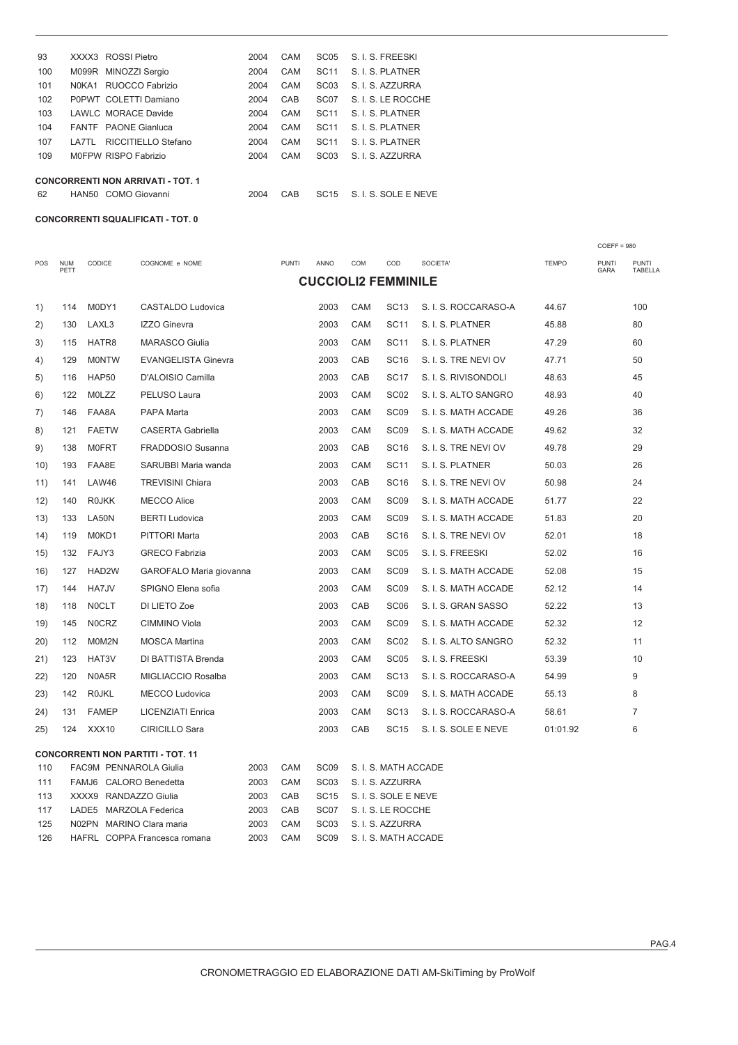| | | | | | | |
|---|---|---|---|---|---|---|
| 93 | XXXX3 | ROSSI Pietro | 2004 | CAM | SC05 | S. I. S. FREESKI |
| 100 | M099R | MINOZZI Sergio | 2004 | CAM | SC11 | S. I. S. PLATNER |
| 101 | N0KA1 | RUOCCO Fabrizio | 2004 | CAM | SC03 | S. I. S. AZZURRA |
| 102 | P0PWT | COLETTI Damiano | 2004 | CAB | SC07 | S. I. S. LE ROCCHE |
| 103 | LAWLC | MORACE Davide | 2004 | CAM | SC11 | S. I. S. PLATNER |
| 104 | FANTF | PAONE Gianluca | 2004 | CAM | SC11 | S. I. S. PLATNER |
| 107 | LA7TL | RICCITIELLO Stefano | 2004 | CAM | SC11 | S. I. S. PLATNER |
| 109 | M0FPW | RISPO Fabrizio | 2004 | CAM | SC03 | S. I. S. AZZURRA |

**CONCORRENTI NON ARRIVATI - TOT. 1**

| | | | | | | |
|---|---|---|---|---|---|---|
| 62 | HAN50 | COMO Giovanni | 2004 | CAB | SC15 | S. I. S. SOLE E NEVE |

**CONCORRENTI SQUALIFICATI - TOT. 0**

COEFF = 980

## CUCCIOLI2 FEMMINILE

| POS | NUM PETT | CODICE | COGNOME e NOME | PUNTI | ANNO | COM | COD | SOCIETA' | TEMPO | PUNTI GARA | PUNTI TABELLA |
|---|---|---|---|---|---|---|---|---|---|---|---|
| 1) | 114 | M0DY1 | CASTALDO Ludovica | | 2003 | CAM | SC13 | S. I. S. ROCCARASO-A | 44.67 | | 100 |
| 2) | 130 | LAXL3 | IZZO Ginevra | | 2003 | CAM | SC11 | S. I. S. PLATNER | 45.88 | | 80 |
| 3) | 115 | HATR8 | MARASCO Giulia | | 2003 | CAM | SC11 | S. I. S. PLATNER | 47.29 | | 60 |
| 4) | 129 | M0NTW | EVANGELISTA Ginevra | | 2003 | CAB | SC16 | S. I. S. TRE NEVI OV | 47.71 | | 50 |
| 5) | 116 | HAP50 | D'ALOISIO Camilla | | 2003 | CAB | SC17 | S. I. S. RIVISONDOLI | 48.63 | | 45 |
| 6) | 122 | M0LZZ | PELUSO Laura | | 2003 | CAM | SC02 | S. I. S. ALTO SANGRO | 48.93 | | 40 |
| 7) | 146 | FAA8A | PAPA Marta | | 2003 | CAM | SC09 | S. I. S. MATH ACCADE | 49.26 | | 36 |
| 8) | 121 | FAETW | CASERTA Gabriella | | 2003 | CAM | SC09 | S. I. S. MATH ACCADE | 49.62 | | 32 |
| 9) | 138 | M0FRT | FRADDOSIO Susanna | | 2003 | CAB | SC16 | S. I. S. TRE NEVI OV | 49.78 | | 29 |
| 10) | 193 | FAA8E | SARUBBI Maria wanda | | 2003 | CAM | SC11 | S. I. S. PLATNER | 50.03 | | 26 |
| 11) | 141 | LAW46 | TREVISINI Chiara | | 2003 | CAB | SC16 | S. I. S. TRE NEVI OV | 50.98 | | 24 |
| 12) | 140 | R0JKK | MECCO Alice | | 2003 | CAM | SC09 | S. I. S. MATH ACCADE | 51.77 | | 22 |
| 13) | 133 | LA50N | BERTI Ludovica | | 2003 | CAM | SC09 | S. I. S. MATH ACCADE | 51.83 | | 20 |
| 14) | 119 | M0KD1 | PITTORI Marta | | 2003 | CAB | SC16 | S. I. S. TRE NEVI OV | 52.01 | | 18 |
| 15) | 132 | FAJY3 | GRECO Fabrizia | | 2003 | CAM | SC05 | S. I. S. FREESKI | 52.02 | | 16 |
| 16) | 127 | HAD2W | GAROFALO Maria giovanna | | 2003 | CAM | SC09 | S. I. S. MATH ACCADE | 52.08 | | 15 |
| 17) | 144 | HA7JV | SPIGNO Elena sofia | | 2003 | CAM | SC09 | S. I. S. MATH ACCADE | 52.12 | | 14 |
| 18) | 118 | N0CLT | DI LIETO Zoe | | 2003 | CAB | SC06 | S. I. S. GRAN SASSO | 52.22 | | 13 |
| 19) | 145 | N0CRZ | CIMMINO Viola | | 2003 | CAM | SC09 | S. I. S. MATH ACCADE | 52.32 | | 12 |
| 20) | 112 | M0M2N | MOSCA Martina | | 2003 | CAM | SC02 | S. I. S. ALTO SANGRO | 52.32 | | 11 |
| 21) | 123 | HAT3V | DI BATTISTA Brenda | | 2003 | CAM | SC05 | S. I. S. FREESKI | 53.39 | | 10 |
| 22) | 120 | N0A5R | MIGLIACCIO Rosalba | | 2003 | CAM | SC13 | S. I. S. ROCCARASO-A | 54.99 | | 9 |
| 23) | 142 | R0JKL | MECCO Ludovica | | 2003 | CAM | SC09 | S. I. S. MATH ACCADE | 55.13 | | 8 |
| 24) | 131 | FAMEP | LICENZIATI Enrica | | 2003 | CAM | SC13 | S. I. S. ROCCARASO-A | 58.61 | | 7 |
| 25) | 124 | XXX10 | CIRICILLO Sara | | 2003 | CAB | SC15 | S. I. S. SOLE E NEVE | 01:01.92 | | 6 |

**CONCORRENTI NON PARTITI - TOT. 11**

| | | | | | | |
|---|---|---|---|---|---|---|
| 110 | FAC9M | PENNAROLA Giulia | 2003 | CAM | SC09 | S. I. S. MATH ACCADE |
| 111 | FAMJ6 | CALORO Benedetta | 2003 | CAM | SC03 | S. I. S. AZZURRA |
| 113 | XXXX9 | RANDAZZO Giulia | 2003 | CAB | SC15 | S. I. S. SOLE E NEVE |
| 117 | LADE5 | MARZOLA Federica | 2003 | CAB | SC07 | S. I. S. LE ROCCHE |
| 125 | N02PN | MARINO Clara maria | 2003 | CAM | SC03 | S. I. S. AZZURRA |
| 126 | HAFRL | COPPA Francesca romana | 2003 | CAM | SC09 | S. I. S. MATH ACCADE |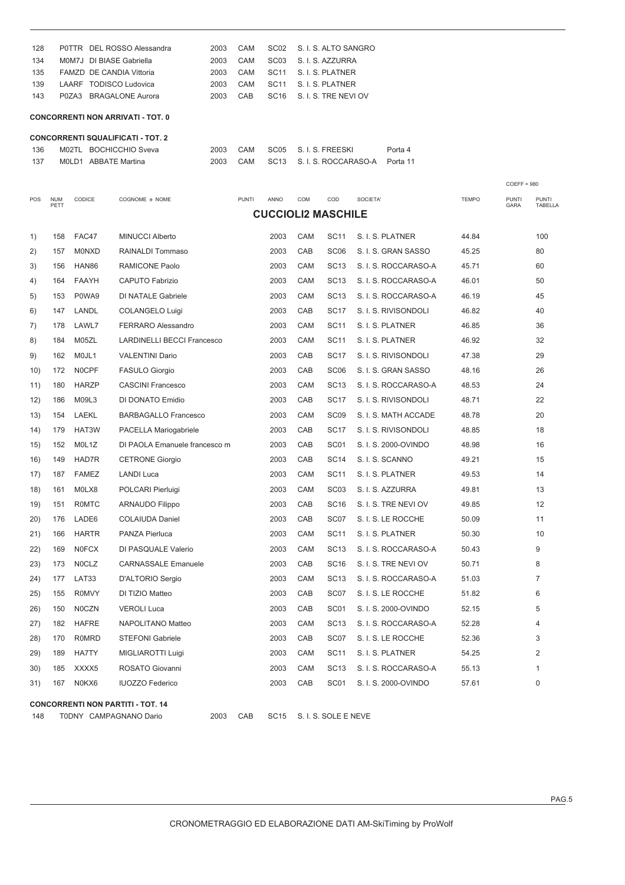| | | | | | | | |
|---|---|---|---|---|---|---|---|
| 128 | P0TTR | DEL ROSSO Alessandra | 2003 | CAM | SC02 | S. I. S. ALTO SANGRO | |
| 134 | M0M7J | DI BIASE Gabriella | 2003 | CAM | SC03 | S. I. S. AZZURRA | |
| 135 | FAMZD | DE CANDIA Vittoria | 2003 | CAM | SC11 | S. I. S. PLATNER | |
| 139 | LAARF | TODISCO Ludovica | 2003 | CAM | SC11 | S. I. S. PLATNER | |
| 143 | P0ZA3 | BRAGALONE Aurora | 2003 | CAB | SC16 | S. I. S. TRE NEVI OV | |

**CONCORRENTI NON ARRIVATI - TOT. 0**

**CONCORRENTI SQUALIFICATI - TOT. 2**

| | | | | | | | |
|---|---|---|---|---|---|---|---|
| 136 | M02TL | BOCHICCHIO Sveva | 2003 | CAM | SC05 | S. I. S. FREESKI | Porta 4 |
| 137 | M0LD1 | ABBATE Martina | 2003 | CAM | SC13 | S. I. S. ROCCARASO-A | Porta 11 |

COEFF = 980

## CUCCIOLI2 MASCHILE

| POS | NUM PETT | CODICE | COGNOME e NOME | PUNTI | ANNO | COM | COD | SOCIETA' | TEMPO | PUNTI GARA | PUNTI TABELLA |
|---|---|---|---|---|---|---|---|---|---|---|---|
| 1) | 158 | FAC47 | MINUCCI Alberto | | 2003 | CAM | SC11 | S. I. S. PLATNER | 44.84 | | 100 |
| 2) | 157 | M0NXD | RAINALDI Tommaso | | 2003 | CAB | SC06 | S. I. S. GRAN SASSO | 45.25 | | 80 |
| 3) | 156 | HAN86 | RAMICONE Paolo | | 2003 | CAM | SC13 | S. I. S. ROCCARASO-A | 45.71 | | 60 |
| 4) | 164 | FAAYH | CAPUTO Fabrizio | | 2003 | CAM | SC13 | S. I. S. ROCCARASO-A | 46.01 | | 50 |
| 5) | 153 | P0WA9 | DI NATALE Gabriele | | 2003 | CAM | SC13 | S. I. S. ROCCARASO-A | 46.19 | | 45 |
| 6) | 147 | LANDL | COLANGELO Luigi | | 2003 | CAB | SC17 | S. I. S. RIVISONDOLI | 46.82 | | 40 |
| 7) | 178 | LAWL7 | FERRARO Alessandro | | 2003 | CAM | SC11 | S. I. S. PLATNER | 46.85 | | 36 |
| 8) | 184 | M05ZL | LARDINELLI BECCI Francesco | | 2003 | CAM | SC11 | S. I. S. PLATNER | 46.92 | | 32 |
| 9) | 162 | M0JL1 | VALENTINI Dario | | 2003 | CAB | SC17 | S. I. S. RIVISONDOLI | 47.38 | | 29 |
| 10) | 172 | N0CPF | FASULO Giorgio | | 2003 | CAB | SC06 | S. I. S. GRAN SASSO | 48.16 | | 26 |
| 11) | 180 | HARZP | CASCINI Francesco | | 2003 | CAM | SC13 | S. I. S. ROCCARASO-A | 48.53 | | 24 |
| 12) | 186 | M09L3 | DI DONATO Emidio | | 2003 | CAB | SC17 | S. I. S. RIVISONDOLI | 48.71 | | 22 |
| 13) | 154 | LAEKL | BARBAGALLO Francesco | | 2003 | CAM | SC09 | S. I. S. MATH ACCADE | 48.78 | | 20 |
| 14) | 179 | HAT3W | PACELLA Mariogabriele | | 2003 | CAB | SC17 | S. I. S. RIVISONDOLI | 48.85 | | 18 |
| 15) | 152 | M0L1Z | DI PAOLA Emanuele francesco m | | 2003 | CAB | SC01 | S. I. S. 2000-OVINDO | 48.98 | | 16 |
| 16) | 149 | HAD7R | CETRONE Giorgio | | 2003 | CAB | SC14 | S. I. S. SCANNO | 49.21 | | 15 |
| 17) | 187 | FAMEZ | LANDI Luca | | 2003 | CAM | SC11 | S. I. S. PLATNER | 49.53 | | 14 |
| 18) | 161 | M0LX8 | POLCARI Pierluigi | | 2003 | CAM | SC03 | S. I. S. AZZURRA | 49.81 | | 13 |
| 19) | 151 | R0MTC | ARNAUDO Filippo | | 2003 | CAB | SC16 | S. I. S. TRE NEVI OV | 49.85 | | 12 |
| 20) | 176 | LADE6 | COLAIUDA Daniel | | 2003 | CAB | SC07 | S. I. S. LE ROCCHE | 50.09 | | 11 |
| 21) | 166 | HARTR | PANZA Pierluca | | 2003 | CAM | SC11 | S. I. S. PLATNER | 50.30 | | 10 |
| 22) | 169 | N0FCX | DI PASQUALE Valerio | | 2003 | CAM | SC13 | S. I. S. ROCCARASO-A | 50.43 | | 9 |
| 23) | 173 | N0CLZ | CARNASSALE Emanuele | | 2003 | CAB | SC16 | S. I. S. TRE NEVI OV | 50.71 | | 8 |
| 24) | 177 | LAT33 | D'ALTORIO Sergio | | 2003 | CAM | SC13 | S. I. S. ROCCARASO-A | 51.03 | | 7 |
| 25) | 155 | R0MVY | DI TIZIO Matteo | | 2003 | CAB | SC07 | S. I. S. LE ROCCHE | 51.82 | | 6 |
| 26) | 150 | N0CZN | VEROLI Luca | | 2003 | CAB | SC01 | S. I. S. 2000-OVINDO | 52.15 | | 5 |
| 27) | 182 | HAFRE | NAPOLITANO Matteo | | 2003 | CAM | SC13 | S. I. S. ROCCARASO-A | 52.28 | | 4 |
| 28) | 170 | R0MRD | STEFONI Gabriele | | 2003 | CAB | SC07 | S. I. S. LE ROCCHE | 52.36 | | 3 |
| 29) | 189 | HA7TY | MIGLIAROTTI Luigi | | 2003 | CAM | SC11 | S. I. S. PLATNER | 54.25 | | 2 |
| 30) | 185 | XXXX5 | ROSATO Giovanni | | 2003 | CAM | SC13 | S. I. S. ROCCARASO-A | 55.13 | | 1 |
| 31) | 167 | N0KX6 | IUOZZO Federico | | 2003 | CAB | SC01 | S. I. S. 2000-OVINDO | 57.61 | | 0 |

**CONCORRENTI NON PARTITI - TOT. 14**

| | | | | | | |
|---|---|---|---|---|---|---|
| 148 | T0DNY | CAMPAGNANO Dario | 2003 | CAB | SC15 | S. I. S. SOLE E NEVE |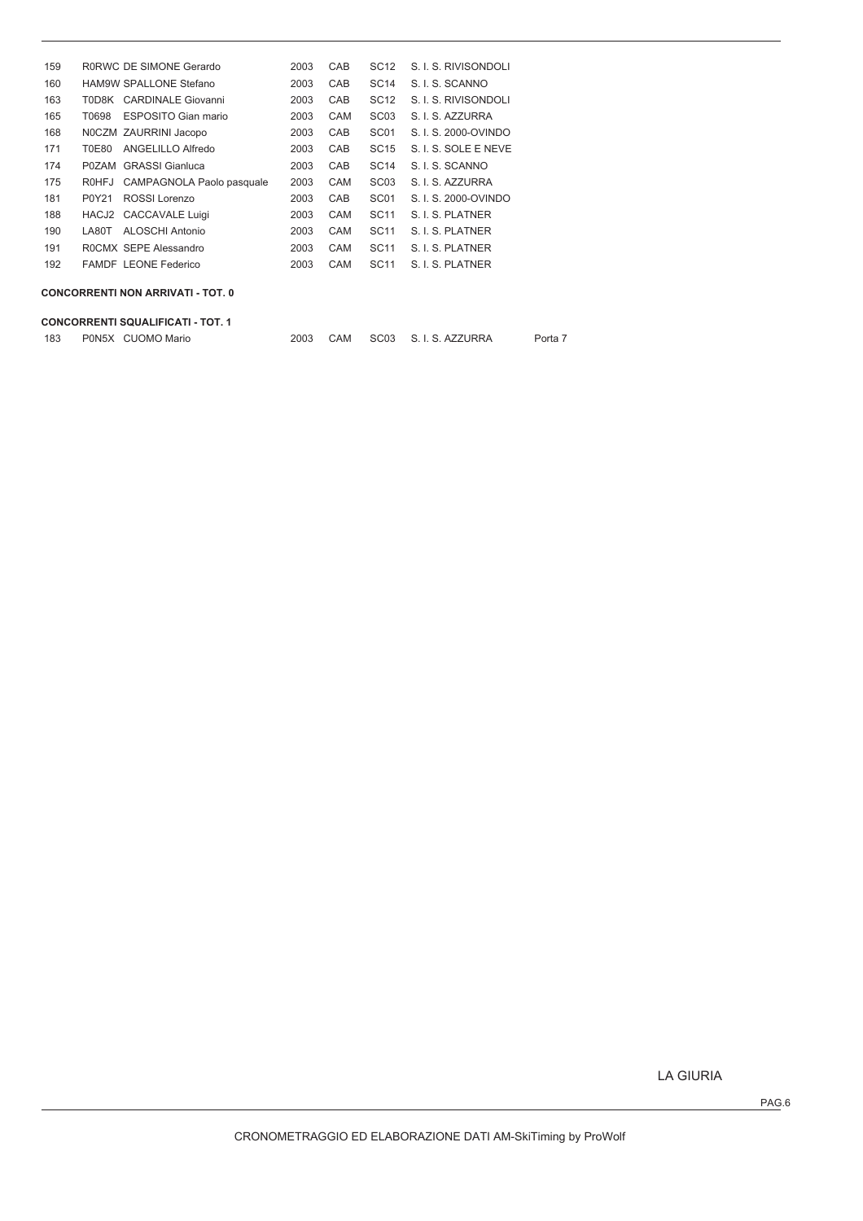| | | | | | | | |
|---|---|---|---|---|---|---|---|
| 159 | R0RWC | DE SIMONE Gerardo | 2003 | CAB | SC12 | S. I. S. RIVISONDOLI | |
| 160 | HAM9W | SPALLONE Stefano | 2003 | CAB | SC14 | S. I. S. SCANNO | |
| 163 | T0D8K | CARDINALE Giovanni | 2003 | CAB | SC12 | S. I. S. RIVISONDOLI | |
| 165 | T0698 | ESPOSITO Gian mario | 2003 | CAM | SC03 | S. I. S. AZZURRA | |
| 168 | N0CZM | ZAURRINI Jacopo | 2003 | CAB | SC01 | S. I. S. 2000-OVINDO | |
| 171 | T0E80 | ANGELILLO Alfredo | 2003 | CAB | SC15 | S. I. S. SOLE E NEVE | |
| 174 | P0ZAM | GRASSI Gianluca | 2003 | CAB | SC14 | S. I. S. SCANNO | |
| 175 | R0HFJ | CAMPAGNOLA Paolo pasquale | 2003 | CAM | SC03 | S. I. S. AZZURRA | |
| 181 | P0Y21 | ROSSI Lorenzo | 2003 | CAB | SC01 | S. I. S. 2000-OVINDO | |
| 188 | HACJ2 | CACCAVALE Luigi | 2003 | CAM | SC11 | S. I. S. PLATNER | |
| 190 | LA80T | ALOSCHI Antonio | 2003 | CAM | SC11 | S. I. S. PLATNER | |
| 191 | R0CMX | SEPE Alessandro | 2003 | CAM | SC11 | S. I. S. PLATNER | |
| 192 | FAMDF | LEONE Federico | 2003 | CAM | SC11 | S. I. S. PLATNER | |

**CONCORRENTI NON ARRIVATI - TOT. 0**

**CONCORRENTI SQUALIFICATI - TOT. 1**

| | | | | | | | |
|---|---|---|---|---|---|---|---|
| 183 | P0N5X | CUOMO Mario | 2003 | CAM | SC03 | S. I. S. AZZURRA | Porta 7 |

LA GIURIA

CRONOMETRAGGIO ED ELABORAZIONE DATI AM-SkiTiming by ProWolf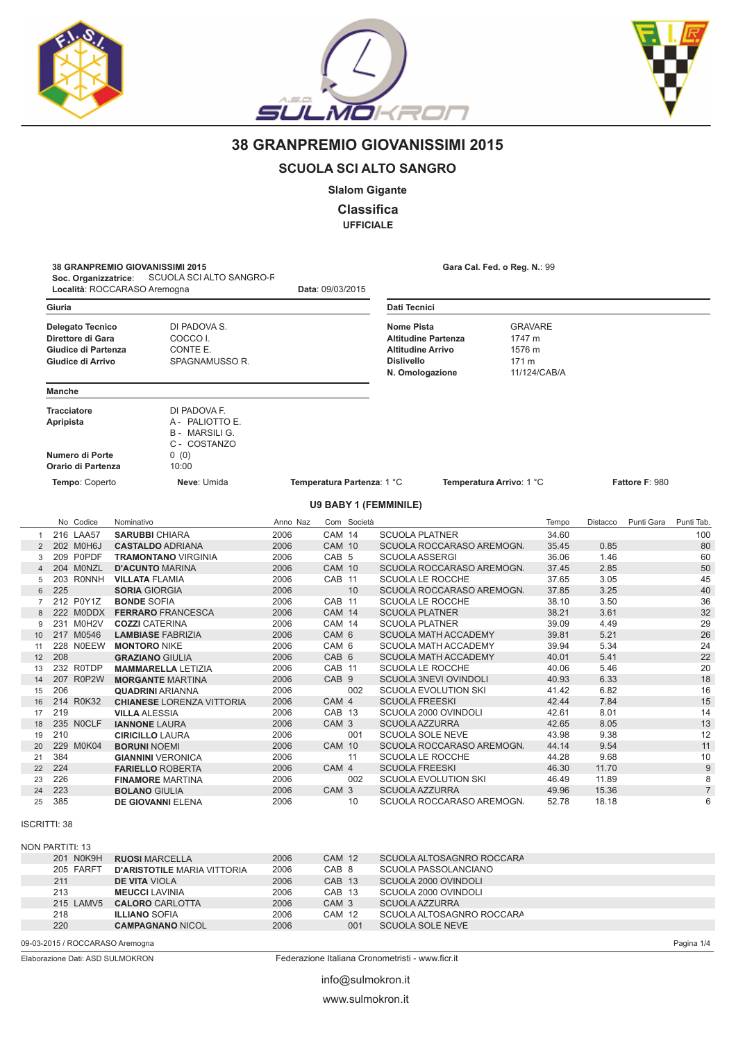# 38 GRANPREMIO GIOVANISSIMI 2015

## SCUOLA SCI ALTO SANGRO

### Slalom Gigante

### Classifica

**UFFICIALE**

**38 GRANPREMIO GIOVANISSIMI 2015**
**Soc. Organizzatrice**: SCUOLA SCI ALTO SANGRO-F
**Località**: ROCCARASO Aremogna
**Data**: 09/03/2015

**Gara Cal. Fed. o Reg. N.**: 99

**Giuria**

| | |
|---|---|
| **Delegato Tecnico** | DI PADOVA S. |
| **Direttore di Gara** | COCCO I. |
| **Giudice di Partenza** | CONTE E. |
| **Giudice di Arrivo** | SPAGNAMUSSO R. |

**Dati Tecnici**

| | |
|---|---|
| **Nome Pista** | GRAVARE |
| **Altitudine Partenza** | 1747 m |
| **Altitudine Arrivo** | 1576 m |
| **Dislivello** | 171 m |
| **N. Omologazione** | 11/124/CAB/A |

**Manche**

| | |
|---|---|
| **Tracciatore** | DI PADOVA F. |
| **Apripista** | A - PALIOTTO E. |
| | B - MARSILI G. |
| | C - COSTANZO |
| **Numero di Porte** | 0 (0) |
| **Orario di Partenza** | 10:00 |

**Tempo**: Coperto **Neve**: Umida **Temperatura Partenza**: 1 °C **Temperatura Arrivo**: 1 °C **Fattore F**: 980

**U9 BABY 1 (FEMMINILE)**

| | No | Codice | Nominativo | Anno | Naz | Com | Società | | Tempo | Distacco | Punti Gara | Punti Tab. |
|---|---|---|---|---|---|---|---|---|---|---|---|---|
| 1 | 216 | LAA57 | **SARUBBI** CHIARA | 2006 | | CAM | 14 | SCUOLA PLATNER | 34.60 | | | 100 |
| 2 | 202 | M0H6J | **CASTALDO** ADRIANA | 2006 | | CAM | 10 | SCUOLA ROCCARASO AREMOGN. | 35.45 | 0.85 | | 80 |
| 3 | 209 | P0PDF | **TRAMONTANO** VIRGINIA | 2006 | | CAB | 5 | SCUOLA ASSERGI | 36.06 | 1.46 | | 60 |
| 4 | 204 | M0NZL | **D'ACUNTO** MARINA | 2006 | | CAM | 10 | SCUOLA ROCCARASO AREMOGN. | 37.45 | 2.85 | | 50 |
| 5 | 203 | R0NNH | **VILLATA** FLAMIA | 2006 | | CAB | 11 | SCUOLA LE ROCCHE | 37.65 | 3.05 | | 45 |
| 6 | 225 | | **SORIA** GIORGIA | 2006 | | | 10 | SCUOLA ROCCARASO AREMOGN. | 37.85 | 3.25 | | 40 |
| 7 | 212 | P0Y1Z | **BONDE** SOFIA | 2006 | | CAB | 11 | SCUOLA LE ROCCHE | 38.10 | 3.50 | | 36 |
| 8 | 222 | M0DDX | **FERRARO** FRANCESCA | 2006 | | CAM | 14 | SCUOLA PLATNER | 38.21 | 3.61 | | 32 |
| 9 | 231 | M0H2V | **COZZI** CATERINA | 2006 | | CAM | 14 | SCUOLA PLATNER | 39.09 | 4.49 | | 29 |
| 10 | 217 | M0546 | **LAMBIASE** FABRIZIA | 2006 | | CAM | 6 | SCUOLA MATH ACCADEMY | 39.81 | 5.21 | | 26 |
| 11 | 228 | N0EEW | **MONTORO** NIKE | 2006 | | CAM | 6 | SCUOLA MATH ACCADEMY | 39.94 | 5.34 | | 24 |
| 12 | 208 | | **GRAZIANO** GIULIA | 2006 | | CAB | 6 | SCUOLA MATH ACCADEMY | 40.01 | 5.41 | | 22 |
| 13 | 232 | R0TDP | **MAMMARELLA** LETIZIA | 2006 | | CAB | 11 | SCUOLA LE ROCCHE | 40.06 | 5.46 | | 20 |
| 14 | 207 | R0P2W | **MORGANTE** MARTINA | 2006 | | CAB | 9 | SCUOLA 3NEVI OVINDOLI | 40.93 | 6.33 | | 18 |
| 15 | 206 | | **QUADRINI** ARIANNA | 2006 | | | 002 | SCUOLA EVOLUTION SKI | 41.42 | 6.82 | | 16 |
| 16 | 214 | R0K32 | **CHIANESE** LORENZA VITTORIA | 2006 | | CAM | 4 | SCUOLA FREESKI | 42.44 | 7.84 | | 15 |
| 17 | 219 | | **VILLA** ALESSIA | 2006 | | CAB | 13 | SCUOLA 2000 OVINDOLI | 42.61 | 8.01 | | 14 |
| 18 | 235 | N0CLF | **IANNONE** LAURA | 2006 | | CAM | 3 | SCUOLA AZZURRA | 42.65 | 8.05 | | 13 |
| 19 | 210 | | **CIRICILLO** LAURA | 2006 | | | 001 | SCUOLA SOLE NEVE | 43.98 | 9.38 | | 12 |
| 20 | 229 | M0K04 | **BORUNI** NOEMI | 2006 | | CAM | 10 | SCUOLA ROCCARASO AREMOGN. | 44.14 | 9.54 | | 11 |
| 21 | 384 | | **GIANNINI** VERONICA | 2006 | | | 11 | SCUOLA LE ROCCHE | 44.28 | 9.68 | | 10 |
| 22 | 224 | | **FARIELLO** ROBERTA | 2006 | | CAM | 4 | SCUOLA FREESKI | 46.30 | 11.70 | | 9 |
| 23 | 226 | | **FINAMORE** MARTINA | 2006 | | | 002 | SCUOLA EVOLUTION SKI | 46.49 | 11.89 | | 8 |
| 24 | 223 | | **BOLANO** GIULIA | 2006 | | CAM | 3 | SCUOLA AZZURRA | 49.96 | 15.36 | | 7 |
| 25 | 385 | | **DE GIOVANNI** ELENA | 2006 | | | 10 | SCUOLA ROCCARASO AREMOGN. | 52.78 | 18.18 | | 6 |

ISCRITTI: 38

NON PARTITI: 13

| No | Codice | Nominativo | Anno | Com | | Società |
|---|---|---|---|---|---|---|
| 201 | N0K9H | **RUOSI** MARCELLA | 2006 | CAM | 12 | SCUOLA ALTOSAGNRO ROCCARA |
| 205 | FARFT | **D'ARISTOTILE** MARIA VITTORIA | 2006 | CAB | 8 | SCUOLA PASSOLANCIANO |
| 211 | | **DE VITA** VIOLA | 2006 | CAB | 13 | SCUOLA 2000 OVINDOLI |
| 213 | | **MEUCCI** LAVINIA | 2006 | CAB | 13 | SCUOLA 2000 OVINDOLI |
| 215 | LAMV5 | **CALORO** CARLOTTA | 2006 | CAM | 3 | SCUOLA AZZURRA |
| 218 | | **ILLIANO** SOFIA | 2006 | CAM | 12 | SCUOLA ALTOSAGNRO ROCCARA |
| 220 | | **CAMPAGNANO** NICOL | 2006 | | 001 | SCUOLA SOLE NEVE |

09-03-2015 / ROCCARASO Aremogna

Elaborazione Dati: ASD SULMOKRON — Federazione Italiana Cronometristi - www.ficr.it

info@sulmokron.it

www.sulmokron.it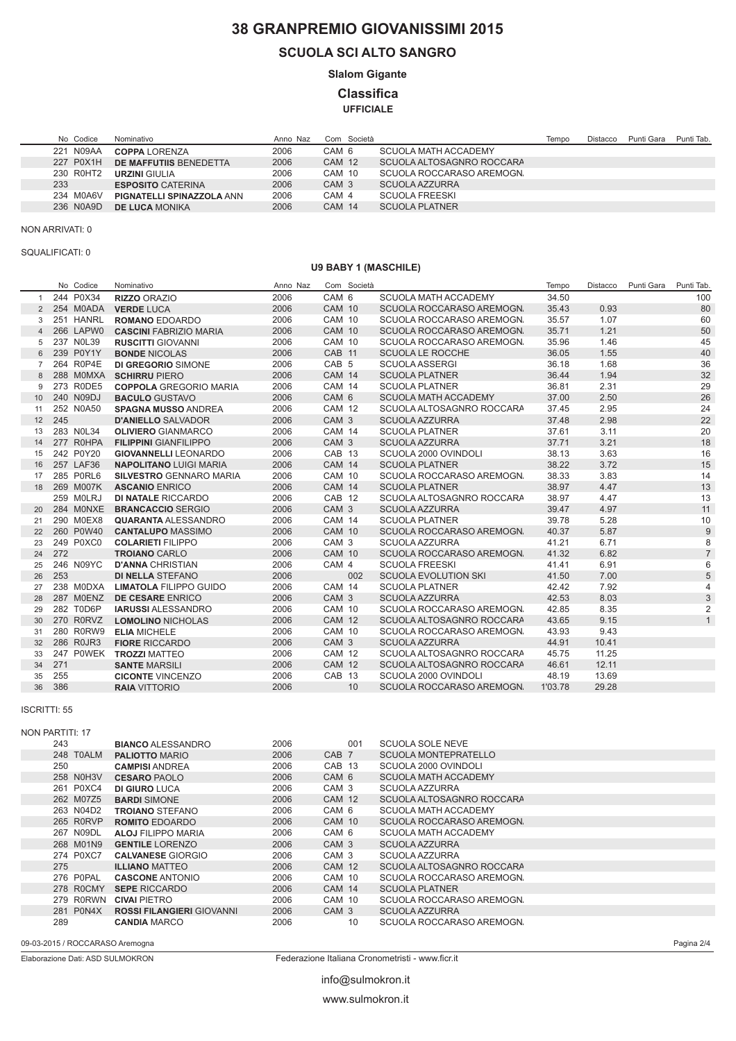# 38 GRANPREMIO GIOVANISSIMI 2015

## SCUOLA SCI ALTO SANGRO

### Slalom Gigante

### Classifica

**UFFICIALE**

| | No | Codice | Nominativo | Anno | Naz | Com | Società | Tempo | Distacco | Punti Gara | Punti Tab. |
|---|---|---|---|---|---|---|---|---|---|---|---|
| | 221 | N09AA | **COPPA** LORENZA | 2006 | | CAM 6 | SCUOLA MATH ACCADEMY | | | | |
| | 227 | P0X1H | **DE MAFFUTIIS** BENEDETTA | 2006 | | CAM 12 | SCUOLA ALTOSAGNRO ROCCARA | | | | |
| | 230 | R0HT2 | **URZINI** GIULIA | 2006 | | CAM 10 | SCUOLA ROCCARASO AREMOGN. | | | | |
| | 233 | | **ESPOSITO** CATERINA | 2006 | | CAM 3 | SCUOLA AZZURRA | | | | |
| | 234 | M0A6V | **PIGNATELLI SPINAZZOLA** ANN | 2006 | | CAM 4 | SCUOLA FREESKI | | | | |
| | 236 | N0A9D | **DE LUCA** MONIKA | 2006 | | CAM 14 | SCUOLA PLATNER | | | | |

NON ARRIVATI: 0

SQUALIFICATI: 0

### U9 BABY 1 (MASCHILE)

| | No | Codice | Nominativo | Anno | Naz | Com | Società | Tempo | Distacco | Punti Gara | Punti Tab. |
|---|---|---|---|---|---|---|---|---|---|---|---|
| 1 | 244 | P0X34 | **RIZZO** ORAZIO | 2006 | | CAM 6 | SCUOLA MATH ACCADEMY | 34.50 | | | 100 |
| 2 | 254 | M0ADA | **VERDE** LUCA | 2006 | | CAM 10 | SCUOLA ROCCARASO AREMOGN. | 35.43 | 0.93 | | 80 |
| 3 | 251 | HANRL | **ROMANO** EDOARDO | 2006 | | CAM 10 | SCUOLA ROCCARASO AREMOGN. | 35.57 | 1.07 | | 60 |
| 4 | 266 | LAPW0 | **CASCINI** FABRIZIO MARIA | 2006 | | CAM 10 | SCUOLA ROCCARASO AREMOGN. | 35.71 | 1.21 | | 50 |
| 5 | 237 | N0L39 | **RUSCITTI** GIOVANNI | 2006 | | CAM 10 | SCUOLA ROCCARASO AREMOGN. | 35.96 | 1.46 | | 45 |
| 6 | 239 | P0Y1Y | **BONDE** NICOLAS | 2006 | | CAB 11 | SCUOLA LE ROCCHE | 36.05 | 1.55 | | 40 |
| 7 | 264 | R0P4E | **DI GREGORIO** SIMONE | 2006 | | CAB 5 | SCUOLA ASSERGI | 36.18 | 1.68 | | 36 |
| 8 | 288 | M0MXA | **SCHIRRU** PIERO | 2006 | | CAM 14 | SCUOLA PLATNER | 36.44 | 1.94 | | 32 |
| 9 | 273 | R0DE5 | **COPPOLA** GREGORIO MARIA | 2006 | | CAM 14 | SCUOLA PLATNER | 36.81 | 2.31 | | 29 |
| 10 | 240 | N09DJ | **BACULO** GUSTAVO | 2006 | | CAM 6 | SCUOLA MATH ACCADEMY | 37.00 | 2.50 | | 26 |
| 11 | 252 | N0A50 | **SPAGNA MUSSO** ANDREA | 2006 | | CAM 12 | SCUOLA ALTOSAGNRO ROCCARA | 37.45 | 2.95 | | 24 |
| 12 | 245 | | **D'ANIELLO** SALVADOR | 2006 | | CAM 3 | SCUOLA AZZURRA | 37.48 | 2.98 | | 22 |
| 13 | 283 | N0L34 | **OLIVIERO** GIANMARCO | 2006 | | CAM 14 | SCUOLA PLATNER | 37.61 | 3.11 | | 20 |
| 14 | 277 | R0HPA | **FILIPPINI** GIANFILIPPO | 2006 | | CAM 3 | SCUOLA AZZURRA | 37.71 | 3.21 | | 18 |
| 15 | 242 | P0Y20 | **GIOVANNELLI** LEONARDO | 2006 | | CAB 13 | SCUOLA 2000 OVINDOLI | 38.13 | 3.63 | | 16 |
| 16 | 257 | LAF36 | **NAPOLITANO** LUIGI MARIA | 2006 | | CAM 14 | SCUOLA PLATNER | 38.22 | 3.72 | | 15 |
| 17 | 285 | P0RL6 | **SILVESTRO** GENNARO MARIA | 2006 | | CAM 10 | SCUOLA ROCCARASO AREMOGN. | 38.33 | 3.83 | | 14 |
| 18 | 269 | M007K | **ASCANIO** ENRICO | 2006 | | CAM 14 | SCUOLA PLATNER | 38.97 | 4.47 | | 13 |
| | 259 | M0LRJ | **DI NATALE** RICCARDO | 2006 | | CAB 12 | SCUOLA ALTOSAGNRO ROCCARA | 38.97 | 4.47 | | 13 |
| 20 | 284 | M0NXE | **BRANCACCIO** SERGIO | 2006 | | CAM 3 | SCUOLA AZZURRA | 39.47 | 4.97 | | 11 |
| 21 | 290 | M0EX8 | **QUARANTA** ALESSANDRO | 2006 | | CAM 14 | SCUOLA PLATNER | 39.78 | 5.28 | | 10 |
| 22 | 260 | P0W40 | **CANTALUPO** MASSIMO | 2006 | | CAM 10 | SCUOLA ROCCARASO AREMOGN. | 40.37 | 5.87 | | 9 |
| 23 | 249 | P0XC0 | **COLARIETI** FILIPPO | 2006 | | CAM 3 | SCUOLA AZZURRA | 41.21 | 6.71 | | 8 |
| 24 | 272 | | **TROIANO** CARLO | 2006 | | CAM 10 | SCUOLA ROCCARASO AREMOGN. | 41.32 | 6.82 | | 7 |
| 25 | 246 | N09YC | **D'ANNA** CHRISTIAN | 2006 | | CAM 4 | SCUOLA FREESKI | 41.41 | 6.91 | | 6 |
| 26 | 253 | | **DI NELLA** STEFANO | 2006 | | 002 | SCUOLA EVOLUTION SKI | 41.50 | 7.00 | | 5 |
| 27 | 238 | M0DXA | **LIMATOLA** FILIPPO GUIDO | 2006 | | CAM 14 | SCUOLA PLATNER | 42.42 | 7.92 | | 4 |
| 28 | 287 | M0ENZ | **DE CESARE** ENRICO | 2006 | | CAM 3 | SCUOLA AZZURRA | 42.53 | 8.03 | | 3 |
| 29 | 282 | T0D6P | **IARUSSI** ALESSANDRO | 2006 | | CAM 10 | SCUOLA ROCCARASO AREMOGN. | 42.85 | 8.35 | | 2 |
| 30 | 270 | R0RVZ | **LOMOLINO** NICHOLAS | 2006 | | CAM 12 | SCUOLA ALTOSAGNRO ROCCARA | 43.65 | 9.15 | | 1 |
| 31 | 280 | R0RW9 | **ELIA** MICHELE | 2006 | | CAM 10 | SCUOLA ROCCARASO AREMOGN. | 43.93 | 9.43 | | |
| 32 | 286 | R0JR3 | **FIORE** RICCARDO | 2006 | | CAM 3 | SCUOLA AZZURRA | 44.91 | 10.41 | | |
| 33 | 247 | P0WEK | **TROZZI** MATTEO | 2006 | | CAM 12 | SCUOLA ALTOSAGNRO ROCCARA | 45.75 | 11.25 | | |
| 34 | 271 | | **SANTE** MARSILI | 2006 | | CAM 12 | SCUOLA ALTOSAGNRO ROCCARA | 46.61 | 12.11 | | |
| 35 | 255 | | **CICONTE** VINCENZO | 2006 | | CAB 13 | SCUOLA 2000 OVINDOLI | 48.19 | 13.69 | | |
| 36 | 386 | | **RAIA** VITTORIO | 2006 | | 10 | SCUOLA ROCCARASO AREMOGN. | 1'03.78 | 29.28 | | |

ISCRITTI: 55

NON PARTITI: 17

| No | Codice | Nominativo | Anno | Naz | Com | Società |
|---|---|---|---|---|---|---|
| 243 | | **BIANCO** ALESSANDRO | 2006 | | 001 | SCUOLA SOLE NEVE |
| 248 | T0ALM | **PALIOTTO** MARIO | 2006 | | CAB 7 | SCUOLA MONTEPRATELLO |
| 250 | | **CAMPISI** ANDREA | 2006 | | CAB 13 | SCUOLA 2000 OVINDOLI |
| 258 | N0H3V | **CESARO** PAOLO | 2006 | | CAM 6 | SCUOLA MATH ACCADEMY |
| 261 | P0XC4 | **DI GIURO** LUCA | 2006 | | CAM 3 | SCUOLA AZZURRA |
| 262 | M07Z5 | **BARDI** SIMONE | 2006 | | CAM 12 | SCUOLA ALTOSAGNRO ROCCARA |
| 263 | N04D2 | **TROIANO** STEFANO | 2006 | | CAM 6 | SCUOLA MATH ACCADEMY |
| 265 | R0RVP | **ROMITO** EDOARDO | 2006 | | CAM 10 | SCUOLA ROCCARASO AREMOGN. |
| 267 | N09DL | **ALOJ** FILIPPO MARIA | 2006 | | CAM 6 | SCUOLA MATH ACCADEMY |
| 268 | M01N9 | **GENTILE** LORENZO | 2006 | | CAM 3 | SCUOLA AZZURRA |
| 274 | P0XC7 | **CALVANESE** GIORGIO | 2006 | | CAM 3 | SCUOLA AZZURRA |
| 275 | | **ILLIANO** MATTEO | 2006 | | CAM 12 | SCUOLA ALTOSAGNRO ROCCARA |
| 276 | P0PAL | **CASCONE** ANTONIO | 2006 | | CAM 10 | SCUOLA ROCCARASO AREMOGN. |
| 278 | R0CMY | **SEPE** RICCARDO | 2006 | | CAM 14 | SCUOLA PLATNER |
| 279 | R0RWN | **CIVAI** PIETRO | 2006 | | CAM 10 | SCUOLA ROCCARASO AREMOGN. |
| 281 | P0N4X | **ROSSI FILANGIERI** GIOVANNI | 2006 | | CAM 3 | SCUOLA AZZURRA |
| 289 | | **CANDIA** MARCO | 2006 | | 10 | SCUOLA ROCCARASO AREMOGN. |

09-03-2015 / ROCCARASO Aremogna

Elaborazione Dati: ASD SULMOKRON — Federazione Italiana Cronometristi - www.ficr.it

info@sulmokron.it

www.sulmokron.it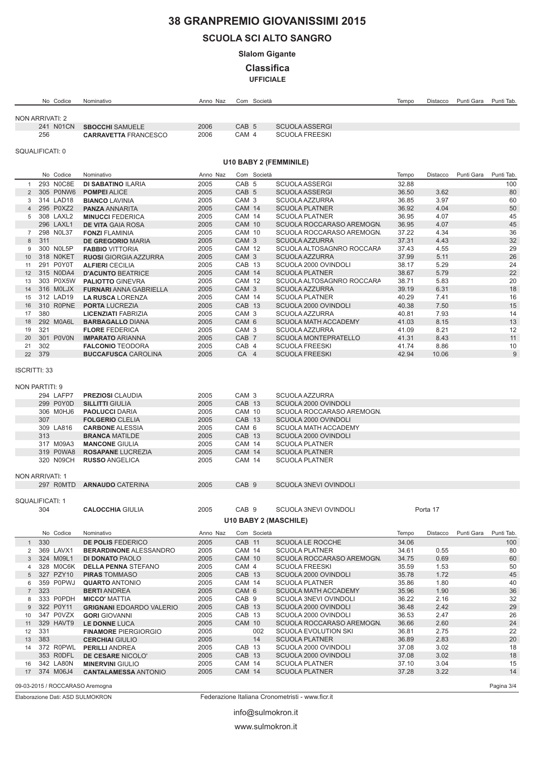# 38 GRANPREMIO GIOVANISSIMI 2015

## SCUOLA SCI ALTO SANGRO

### Slalom Gigante

### Classifica

**UFFICIALE**

| | No | Codice | Nominativo | Anno | Naz | Com | Società | Tempo | Distacco | Punti Gara | Punti Tab. |
|---|---|---|---|---|---|---|---|---|---|---|---|

NON ARRIVATI: 2

| No | Codice | Nominativo | Anno | Com | Società |
|---|---|---|---|---|---|
| 241 | N01CN | **SBOCCHI** SAMUELE | 2006 | CAB 5 | SCUOLA ASSERGI |
| 256 | | **CARRAVETTA** FRANCESCO | 2006 | CAM 4 | SCUOLA FREESKI |

SQUALIFICATI: 0

### U10 BABY 2 (FEMMINILE)

| | No | Codice | Nominativo | Anno | Naz | Com | Società | Tempo | Distacco | Punti Gara | Punti Tab. |
|---|---|---|---|---|---|---|---|---|---|---|---|
| 1 | 293 | N0C8E | **DI SABATINO** ILARIA | 2005 | | CAB 5 | SCUOLA ASSERGI | 32.88 | | | 100 |
| 2 | 305 | P0NW6 | **POMPEI** ALICE | 2005 | | CAB 5 | SCUOLA ASSERGI | 36.50 | 3.62 | | 80 |
| 3 | 314 | LAD18 | **BIANCO** LAVINIA | 2005 | | CAM 3 | SCUOLA AZZURRA | 36.85 | 3.97 | | 60 |
| 4 | 295 | P0XZ2 | **PANZA** ANNARITA | 2005 | | CAM 14 | SCUOLA PLATNER | 36.92 | 4.04 | | 50 |
| 5 | 308 | LAXL2 | **MINUCCI** FEDERICA | 2005 | | CAM 14 | SCUOLA PLATNER | 36.95 | 4.07 | | 45 |
| | 296 | LAXL1 | **DE VITA** GAIA ROSA | 2005 | | CAM 10 | SCUOLA ROCCARASO AREMOGN. | 36.95 | 4.07 | | 45 |
| 7 | 298 | N0L37 | **FONZI** FLAMINIA | 2005 | | CAM 10 | SCUOLA ROCCARASO AREMOGN. | 37.22 | 4.34 | | 36 |
| 8 | 311 | | **DE GREGORIO** MARIA | 2005 | | CAM 3 | SCUOLA AZZURRA | 37.31 | 4.43 | | 32 |
| 9 | 300 | N0L5P | **FABBIO** VITTORIA | 2005 | | CAM 12 | SCUOLA ALTOSAGNRO ROCCARA | 37.43 | 4.55 | | 29 |
| 10 | 318 | N0KET | **RUOSI** GIORGIA AZZURRA | 2005 | | CAM 3 | SCUOLA AZZURRA | 37.99 | 5.11 | | 26 |
| 11 | 291 | P0Y0T | **ALFIERI** CECILIA | 2005 | | CAB 13 | SCUOLA 2000 OVINDOLI | 38.17 | 5.29 | | 24 |
| 12 | 315 | N0DA4 | **D'ACUNTO** BEATRICE | 2005 | | CAM 14 | SCUOLA PLATNER | 38.67 | 5.79 | | 22 |
| 13 | 303 | P0X5W | **PALIOTTO** GINEVRA | 2005 | | CAM 12 | SCUOLA ALTOSAGNRO ROCCARA | 38.71 | 5.83 | | 20 |
| 14 | 316 | M0LJX | **FURNARI** ANNA GABRIELLA | 2005 | | CAM 3 | SCUOLA AZZURRA | 39.19 | 6.31 | | 18 |
| 15 | 312 | LAD19 | **LA RUSCA** LORENZA | 2005 | | CAM 14 | SCUOLA PLATNER | 40.29 | 7.41 | | 16 |
| 16 | 310 | R0PNE | **PORTA** LUCREZIA | 2005 | | CAB 13 | SCUOLA 2000 OVINDOLI | 40.38 | 7.50 | | 15 |
| 17 | 380 | | **LICENZIATI** FABRIZIA | 2005 | | CAM 3 | SCUOLA AZZURRA | 40.81 | 7.93 | | 14 |
| 18 | 292 | M0A6L | **BARBAGALLO** DIANA | 2005 | | CAM 6 | SCUOLA MATH ACCADEMY | 41.03 | 8.15 | | 13 |
| 19 | 321 | | **FLORE** FEDERICA | 2005 | | CAM 3 | SCUOLA AZZURRA | 41.09 | 8.21 | | 12 |
| 20 | 301 | P0V0N | **IMPARATO** ARIANNA | 2005 | | CAB 7 | SCUOLA MONTEPRATELLO | 41.31 | 8.43 | | 11 |
| 21 | 302 | | **FALCONIO** TEODORA | 2005 | | CAB 4 | SCUOLA FREESKI | 41.74 | 8.86 | | 10 |
| 22 | 379 | | **BUCCAFUSCA** CAROLINA | 2005 | | CA 4 | SCUOLA FREESKI | 42.94 | 10.06 | | 9 |

ISCRITTI: 33

NON PARTITI: 9

| No | Codice | Nominativo | Anno | Com | Società |
|---|---|---|---|---|---|
| 294 | LAFP7 | **PREZIOSI** CLAUDIA | 2005 | CAM 3 | SCUOLA AZZURRA |
| 299 | P0Y0D | **SILLITTI** GIULIA | 2005 | CAB 13 | SCUOLA 2000 OVINDOLI |
| 306 | M0HJ6 | **PAOLUCCI** DARIA | 2005 | CAM 10 | SCUOLA ROCCARASO AREMOGN. |
| 307 | | **FOLGERIO** CLELIA | 2005 | CAB 13 | SCUOLA 2000 OVINDOLI |
| 309 | LA816 | **CARBONE** ALESSIA | 2005 | CAM 6 | SCUOLA MATH ACCADEMY |
| 313 | | **BRANCA** MATILDE | 2005 | CAB 13 | SCUOLA 2000 OVINDOLI |
| 317 | M09A3 | **MANCONE** GIULIA | 2005 | CAM 14 | SCUOLA PLATNER |
| 319 | P0WA8 | **ROSAPANE** LUCREZIA | 2005 | CAM 14 | SCUOLA PLATNER |
| 320 | N09CH | **RUSSO** ANGELICA | 2005 | CAM 14 | SCUOLA PLATNER |

NON ARRIVATI: 1

| No | Codice | Nominativo | Anno | Com | Società |
|---|---|---|---|---|---|
| 297 | R0MTD | **ARNAUDO** CATERINA | 2005 | CAB 9 | SCUOLA 3NEVI OVINDOLI |

SQUALIFICATI: 1

| No | Codice | Nominativo | Anno | Com | Società | |
|---|---|---|---|---|---|---|
| 304 | | **CALOCCHIA** GIULIA | 2005 | CAB 9 | SCUOLA 3NEVI OVINDOLI | Porta 17 |

### U10 BABY 2 (MASCHILE)

| | No | Codice | Nominativo | Anno | Naz | Com | Società | Tempo | Distacco | Punti Gara | Punti Tab. |
|---|---|---|---|---|---|---|---|---|---|---|---|
| 1 | 330 | | **DE POLIS** FEDERICO | 2005 | | CAB 11 | SCUOLA LE ROCCHE | 34.06 | | | 100 |
| 2 | 369 | LAVX1 | **BERARDINONE** ALESSANDRO | 2005 | | CAM 14 | SCUOLA PLATNER | 34.61 | 0.55 | | 80 |
| 3 | 324 | M09L1 | **DI DONATO** PAOLO | 2005 | | CAM 10 | SCUOLA ROCCARASO AREMOGN. | 34.75 | 0.69 | | 60 |
| 4 | 328 | M0C6K | **DELLA PENNA** STEFANO | 2005 | | CAM 4 | SCUOLA FREESKI | 35.59 | 1.53 | | 50 |
| 5 | 327 | PZY10 | **PIRAS** TOMMASO | 2005 | | CAB 13 | SCUOLA 2000 OVINDOLI | 35.78 | 1.72 | | 45 |
| 6 | 359 | P0PWJ | **QUARTO** ANTONIO | 2005 | | CAM 14 | SCUOLA PLATNER | 35.86 | 1.80 | | 40 |
| 7 | 323 | | **BERTI** ANDREA | 2005 | | CAM 6 | SCUOLA MATH ACCADEMY | 35.96 | 1.90 | | 36 |
| 8 | 333 | P0PDH | **MICCO'** MATTIA | 2005 | | CAB 9 | SCUOLA 3NEVI OVINDOLI | 36.22 | 2.16 | | 32 |
| 9 | 322 | P0Y11 | **GRIGNANI** EDOARDO VALERIO | 2005 | | CAB 13 | SCUOLA 2000 OVINDOLI | 36.48 | 2.42 | | 29 |
| 10 | 347 | P0VZX | **GORI** GIOVANNI | 2005 | | CAB 13 | SCUOLA 2000 OVINDOLI | 36.53 | 2.47 | | 26 |
| 11 | 329 | HAVT9 | **LE DONNE** LUCA | 2005 | | CAM 10 | SCUOLA ROCCARASO AREMOGN. | 36.66 | 2.60 | | 24 |
| 12 | 331 | | **FINAMORE** PIERGIORGIO | 2005 | | 002 | SCUOLA EVOLUTION SKI | 36.81 | 2.75 | | 22 |
| 13 | 383 | | **CERCHIAI** GIULIO | 2005 | | 14 | SCUOLA PLATNER | 36.89 | 2.83 | | 20 |
| 14 | 372 | R0PWL | **PERILLI** ANDREA | 2005 | | CAB 13 | SCUOLA 2000 OVINDOLI | 37.08 | 3.02 | | 18 |
| | 353 | R0DFL | **DE CESARE** NICOLO' | 2005 | | CAB 13 | SCUOLA 2000 OVINDOLI | 37.08 | 3.02 | | 18 |
| 16 | 342 | LA80N | **MINERVINI** GIULIO | 2005 | | CAM 14 | SCUOLA PLATNER | 37.10 | 3.04 | | 15 |
| 17 | 374 | M06J4 | **CANTALAMESSA** ANTONIO | 2005 | | CAM 14 | SCUOLA PLATNER | 37.28 | 3.22 | | 14 |

09-03-2015 / ROCCARASO Aremogna

Elaborazione Dati: ASD SULMOKRON — Federazione Italiana Cronometristi - www.ficr.it

info@sulmokron.it

www.sulmokron.it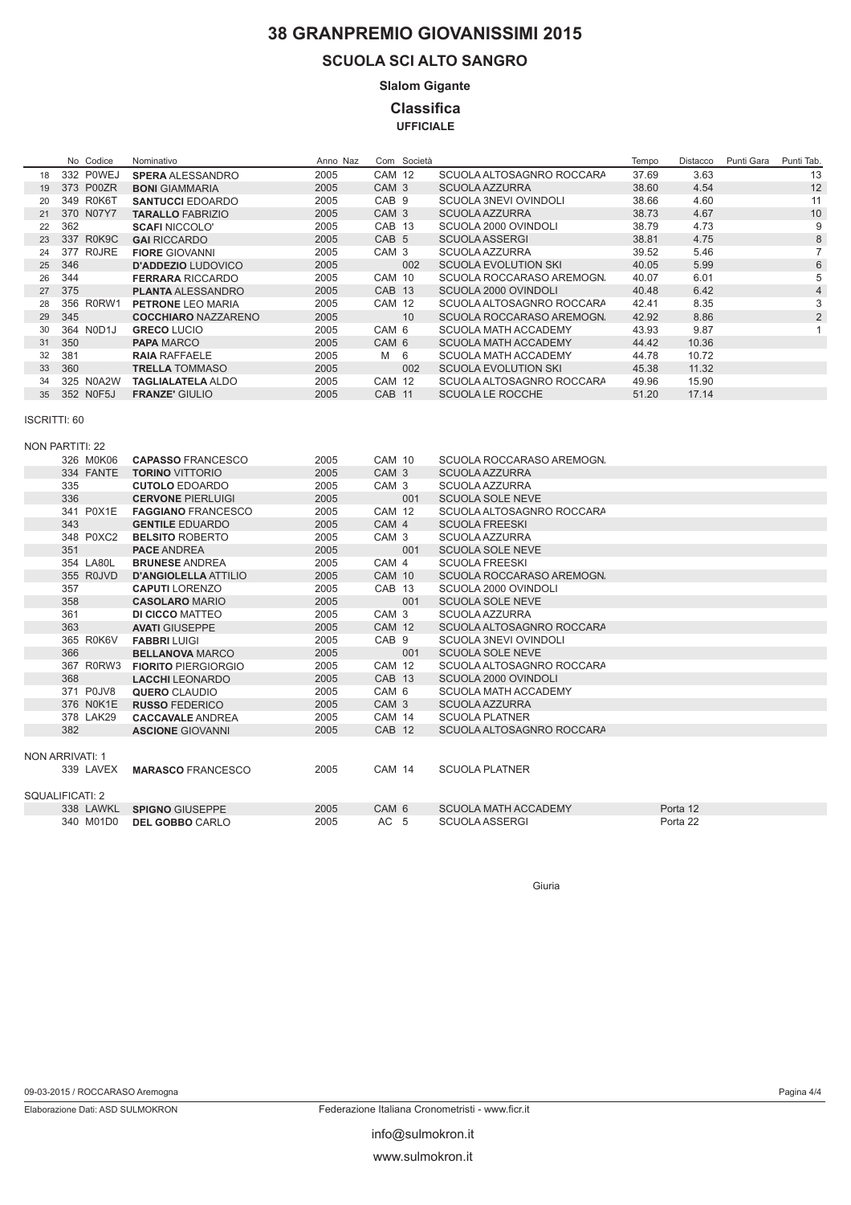# 38 GRANPREMIO GIOVANISSIMI 2015

## SCUOLA SCI ALTO SANGRO

### Slalom Gigante

### Classifica

**UFFICIALE**

| | No | Codice | Nominativo | Anno | Naz | Com | Società | Tempo | Distacco | Punti Gara | Punti Tab. |
|---|---|---|---|---|---|---|---|---|---|---|---|
| 18 | 332 | P0WEJ | **SPERA** ALESSANDRO | 2005 | | CAM 12 | SCUOLA ALTOSAGNRO ROCCARA | 37.69 | 3.63 | | 13 |
| 19 | 373 | P00ZR | **BONI** GIAMMARIA | 2005 | | CAM 3 | SCUOLA AZZURRA | 38.60 | 4.54 | | 12 |
| 20 | 349 | R0K6T | **SANTUCCI** EDOARDO | 2005 | | CAB 9 | SCUOLA 3NEVI OVINDOLI | 38.66 | 4.60 | | 11 |
| 21 | 370 | N07Y7 | **TARALLO** FABRIZIO | 2005 | | CAM 3 | SCUOLA AZZURRA | 38.73 | 4.67 | | 10 |
| 22 | 362 | | **SCAFI** NICCOLO' | 2005 | | CAB 13 | SCUOLA 2000 OVINDOLI | 38.79 | 4.73 | | 9 |
| 23 | 337 | R0K9C | **GAI** RICCARDO | 2005 | | CAB 5 | SCUOLA ASSERGI | 38.81 | 4.75 | | 8 |
| 24 | 377 | R0JRE | **FIORE** GIOVANNI | 2005 | | CAM 3 | SCUOLA AZZURRA | 39.52 | 5.46 | | 7 |
| 25 | 346 | | **D'ADDEZIO** LUDOVICO | 2005 | | 002 | SCUOLA EVOLUTION SKI | 40.05 | 5.99 | | 6 |
| 26 | 344 | | **FERRARA** RICCARDO | 2005 | | CAM 10 | SCUOLA ROCCARASO AREMOGN. | 40.07 | 6.01 | | 5 |
| 27 | 375 | | **PLANTA** ALESSANDRO | 2005 | | CAB 13 | SCUOLA 2000 OVINDOLI | 40.48 | 6.42 | | 4 |
| 28 | 356 | R0RW1 | **PETRONE** LEO MARIA | 2005 | | CAM 12 | SCUOLA ALTOSAGNRO ROCCARA | 42.41 | 8.35 | | 3 |
| 29 | 345 | | **COCCHIARO** NAZZARENO | 2005 | | 10 | SCUOLA ROCCARASO AREMOGN. | 42.92 | 8.86 | | 2 |
| 30 | 364 | N0D1J | **GRECO** LUCIO | 2005 | | CAM 6 | SCUOLA MATH ACCADEMY | 43.93 | 9.87 | | 1 |
| 31 | 350 | | **PAPA** MARCO | 2005 | | CAM 6 | SCUOLA MATH ACCADEMY | 44.42 | 10.36 | | |
| 32 | 381 | | **RAIA** RAFFAELE | 2005 | | M 6 | SCUOLA MATH ACCADEMY | 44.78 | 10.72 | | |
| 33 | 360 | | **TRELLA** TOMMASO | 2005 | | 002 | SCUOLA EVOLUTION SKI | 45.38 | 11.32 | | |
| 34 | 325 | N0A2W | **TAGLIALATELA** ALDO | 2005 | | CAM 12 | SCUOLA ALTOSAGNRO ROCCARA | 49.96 | 15.90 | | |
| 35 | 352 | N0F5J | **FRANZE'** GIULIO | 2005 | | CAB 11 | SCUOLA LE ROCCHE | 51.20 | 17.14 | | |

ISCRITTI: 60

NON PARTITI: 22

| No | Codice | Nominativo | Anno | Com | Società |
|---|---|---|---|---|---|
| 326 | M0K06 | **CAPASSO** FRANCESCO | 2005 | CAM 10 | SCUOLA ROCCARASO AREMOGN. |
| 334 | FANTE | **TORINO** VITTORIO | 2005 | CAM 3 | SCUOLA AZZURRA |
| 335 | | **CUTOLO** EDOARDO | 2005 | CAM 3 | SCUOLA AZZURRA |
| 336 | | **CERVONE** PIERLUIGI | 2005 | 001 | SCUOLA SOLE NEVE |
| 341 | P0X1E | **FAGGIANO** FRANCESCO | 2005 | CAM 12 | SCUOLA ALTOSAGNRO ROCCARA |
| 343 | | **GENTILE** EDUARDO | 2005 | CAM 4 | SCUOLA FREESKI |
| 348 | P0XC2 | **BELSITO** ROBERTO | 2005 | CAM 3 | SCUOLA AZZURRA |
| 351 | | **PACE** ANDREA | 2005 | 001 | SCUOLA SOLE NEVE |
| 354 | LA80L | **BRUNESE** ANDREA | 2005 | CAM 4 | SCUOLA FREESKI |
| 355 | R0JVD | **D'ANGIOLELLA** ATTILIO | 2005 | CAM 10 | SCUOLA ROCCARASO AREMOGN. |
| 357 | | **CAPUTI** LORENZO | 2005 | CAB 13 | SCUOLA 2000 OVINDOLI |
| 358 | | **CASOLARO** MARIO | 2005 | 001 | SCUOLA SOLE NEVE |
| 361 | | **DI CICCO** MATTEO | 2005 | CAM 3 | SCUOLA AZZURRA |
| 363 | | **AVATI** GIUSEPPE | 2005 | CAM 12 | SCUOLA ALTOSAGNRO ROCCARA |
| 365 | R0K6V | **FABBRI** LUIGI | 2005 | CAB 9 | SCUOLA 3NEVI OVINDOLI |
| 366 | | **BELLANOVA** MARCO | 2005 | 001 | SCUOLA SOLE NEVE |
| 367 | R0RW3 | **FIORITO** PIERGIORGIO | 2005 | CAM 12 | SCUOLA ALTOSAGNRO ROCCARA |
| 368 | | **LACCHI** LEONARDO | 2005 | CAB 13 | SCUOLA 2000 OVINDOLI |
| 371 | P0JV8 | **QUERO** CLAUDIO | 2005 | CAM 6 | SCUOLA MATH ACCADEMY |
| 376 | N0K1E | **RUSSO** FEDERICO | 2005 | CAM 3 | SCUOLA AZZURRA |
| 378 | LAK29 | **CACCAVALE** ANDREA | 2005 | CAM 14 | SCUOLA PLATNER |
| 382 | | **ASCIONE** GIOVANNI | 2005 | CAB 12 | SCUOLA ALTOSAGNRO ROCCARA |

NON ARRIVATI: 1

| No | Codice | Nominativo | Anno | Com | Società |
|---|---|---|---|---|---|
| 339 | LAVEX | **MARASCO** FRANCESCO | 2005 | CAM 14 | SCUOLA PLATNER |

SQUALIFICATI: 2

| No | Codice | Nominativo | Anno | Com | Società | |
|---|---|---|---|---|---|---|
| 338 | LAWKL | **SPIGNO** GIUSEPPE | 2005 | CAM 6 | SCUOLA MATH ACCADEMY | Porta 12 |
| 340 | M01D0 | **DEL GOBBO** CARLO | 2005 | AC 5 | SCUOLA ASSERGI | Porta 22 |

Giuria

09-03-2015 / ROCCARASO Aremogna

Elaborazione Dati: ASD SULMOKRON

Federazione Italiana Cronometristi - www.ficr.it

info@sulmokron.it

www.sulmokron.it